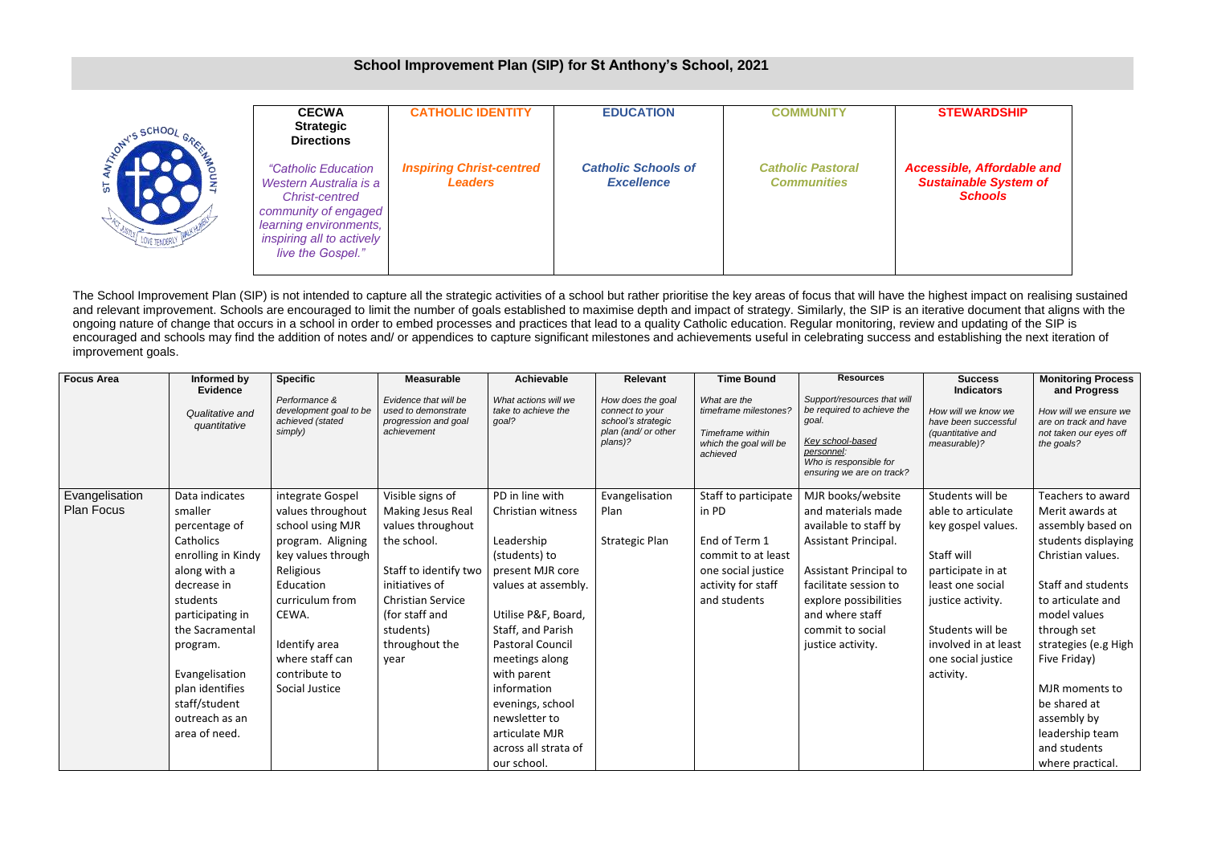# School Improvement Plan (SIP) for St Anthony's School, 2021

| **CECWA Strategic Directions** | **CATHOLIC IDENTITY** | **EDUCATION** | **COMMUNITY** | **STEWARDSHIP** |
|---|---|---|---|---|
| *"Catholic Education Western Australia is a Christ-centred community of engaged learning environments, inspiring all to actively live the Gospel."* | ***Inspiring Christ-centred Leaders*** | ***Catholic Schools of Excellence*** | ***Catholic Pastoral Communities*** | ***Accessible, Affordable and Sustainable System of Schools*** |

The School Improvement Plan (SIP) is not intended to capture all the strategic activities of a school but rather prioritise the key areas of focus that will have the highest impact on realising sustained and relevant improvement. Schools are encouraged to limit the number of goals established to maximise depth and impact of strategy. Similarly, the SIP is an iterative document that aligns with the ongoing nature of change that occurs in a school in order to embed processes and practices that lead to a quality Catholic education. Regular monitoring, review and updating of the SIP is encouraged and schools may find the addition of notes and/ or appendices to capture significant milestones and achievements useful in celebrating success and establishing the next iteration of improvement goals.

| **Focus Area** | **Informed by Evidence** *Qualitative and quantitative* | **Specific** *Performance & development goal to be achieved (stated simply)* | **Measurable** *Evidence that will be used to demonstrate progression and goal achievement* | **Achievable** *What actions will we take to achieve the goal?* | **Relevant** *How does the goal connect to your school's strategic plan (and/ or other plans)?* | **Time Bound** *What are the timeframe milestones? Timeframe within which the goal will be achieved* | **Resources** *Support/resources that will be required to achieve the goal. Key school-based personnel: Who is responsible for ensuring we are on track?* | **Success Indicators** *How will we know we have been successful (quantitative and measurable)?* | **Monitoring Process and Progress** *How will we ensure we are on track and have not taken our eyes off the goals?* |
|---|---|---|---|---|---|---|---|---|---|
| Evangelisation Plan Focus | Data indicates smaller percentage of Catholics enrolling in Kindy along with a decrease in students participating in the Sacramental program.<br><br>Evangelisation plan identifies staff/student outreach as an area of need. | integrate Gospel values throughout school using MJR program. Aligning key values through Religious Education curriculum from CEWA.<br><br>Identify area where staff can contribute to Social Justice | Visible signs of Making Jesus Real values throughout the school.<br><br>Staff to identify two initiatives of Christian Service (for staff and students) throughout the year | PD in line with Christian witness<br><br>Leadership (students) to present MJR core values at assembly.<br><br>Utilise P&F, Board, Staff, and Parish Pastoral Council meetings along with parent information evenings, school newsletter to articulate MJR across all strata of our school. | Evangelisation Plan<br><br>Strategic Plan | Staff to participate in PD<br><br>End of Term 1 commit to at least one social justice activity for staff and students | MJR books/website and materials made available to staff by Assistant Principal.<br><br>Assistant Principal to facilitate session to explore possibilities and where staff commit to social justice activity. | Students will be able to articulate key gospel values.<br><br>Staff will participate in at least one social justice activity.<br><br>Students will be involved in at least one social justice activity. | Teachers to award Merit awards at assembly based on students displaying Christian values.<br><br>Staff and students to articulate and model values through set strategies (e.g High Five Friday)<br><br>MJR moments to be shared at assembly by leadership team and students where practical. |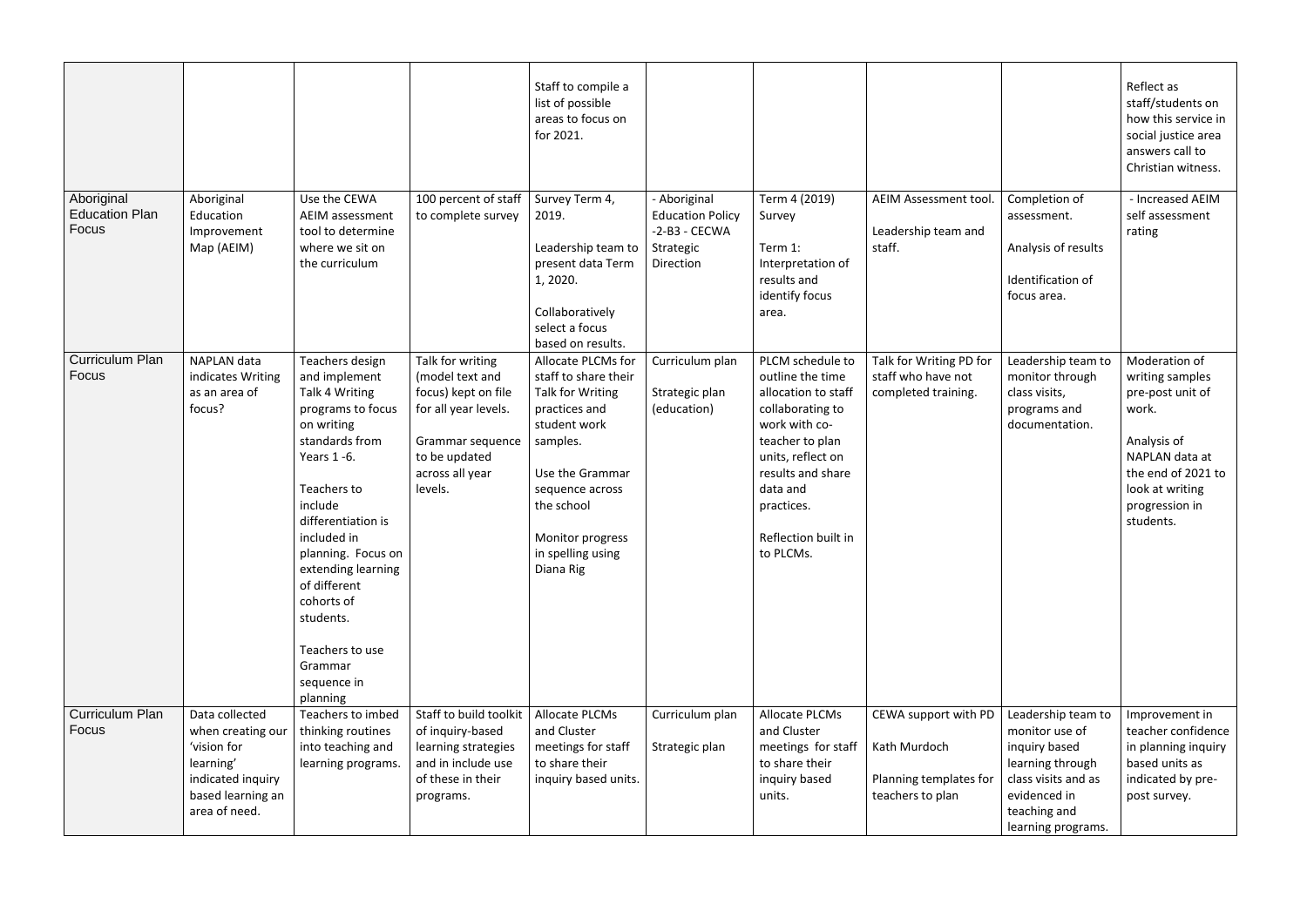| | | | | | | | | | |
|---|---|---|---|---|---|---|---|---|---|
| | | | | Staff to compile a list of possible areas to focus on for 2021. | | | | | Reflect as staff/students on how this service in social justice area answers call to Christian witness. |
| Aboriginal Education Plan Focus | Aboriginal Education Improvement Map (AEIM) | Use the CEWA AEIM assessment tool to determine where we sit on the curriculum | 100 percent of staff to complete survey | Survey Term 4, 2019.<br><br>Leadership team to present data Term 1, 2020.<br><br>Collaboratively select a focus based on results. | - Aboriginal Education Policy -2-B3 - CECWA Strategic Direction | Term 4 (2019) Survey<br><br>Term 1: Interpretation of results and identify focus area. | AEIM Assessment tool.<br><br>Leadership team and staff. | Completion of assessment.<br><br>Analysis of results<br><br>Identification of focus area. | - Increased AEIM self assessment rating |
| Curriculum Plan Focus | NAPLAN data indicates Writing as an area of focus? | Teachers design and implement Talk 4 Writing programs to focus on writing standards from Years 1 -6.<br><br>Teachers to include differentiation is included in planning. Focus on extending learning of different cohorts of students.<br><br>Teachers to use Grammar sequence in planning | Talk for writing (model text and focus) kept on file for all year levels.<br><br>Grammar sequence to be updated across all year levels. | Allocate PLCMs for staff to share their Talk for Writing practices and student work samples.<br><br>Use the Grammar sequence across the school<br><br>Monitor progress in spelling using Diana Rig | Curriculum plan<br><br>Strategic plan (education) | PLCM schedule to outline the time allocation to staff collaborating to work with co-teacher to plan units, reflect on results and share data and practices.<br><br>Reflection built in to PLCMs. | Talk for Writing PD for staff who have not completed training. | Leadership team to monitor through class visits, programs and documentation. | Moderation of writing samples pre-post unit of work.<br><br>Analysis of NAPLAN data at the end of 2021 to look at writing progression in students. |
| Curriculum Plan Focus | Data collected when creating our 'vision for learning' indicated inquiry based learning an area of need. | Teachers to imbed thinking routines into teaching and learning programs. | Staff to build toolkit of inquiry-based learning strategies and in include use of these in their programs. | Allocate PLCMs and Cluster meetings for staff to share their inquiry based units. | Curriculum plan<br><br>Strategic plan | Allocate PLCMs and Cluster meetings for staff to share their inquiry based units. | CEWA support with PD<br><br>Kath Murdoch<br><br>Planning templates for teachers to plan | Leadership team to monitor use of inquiry based learning through class visits and as evidenced in teaching and learning programs. | Improvement in teacher confidence in planning inquiry based units as indicated by pre-post survey. |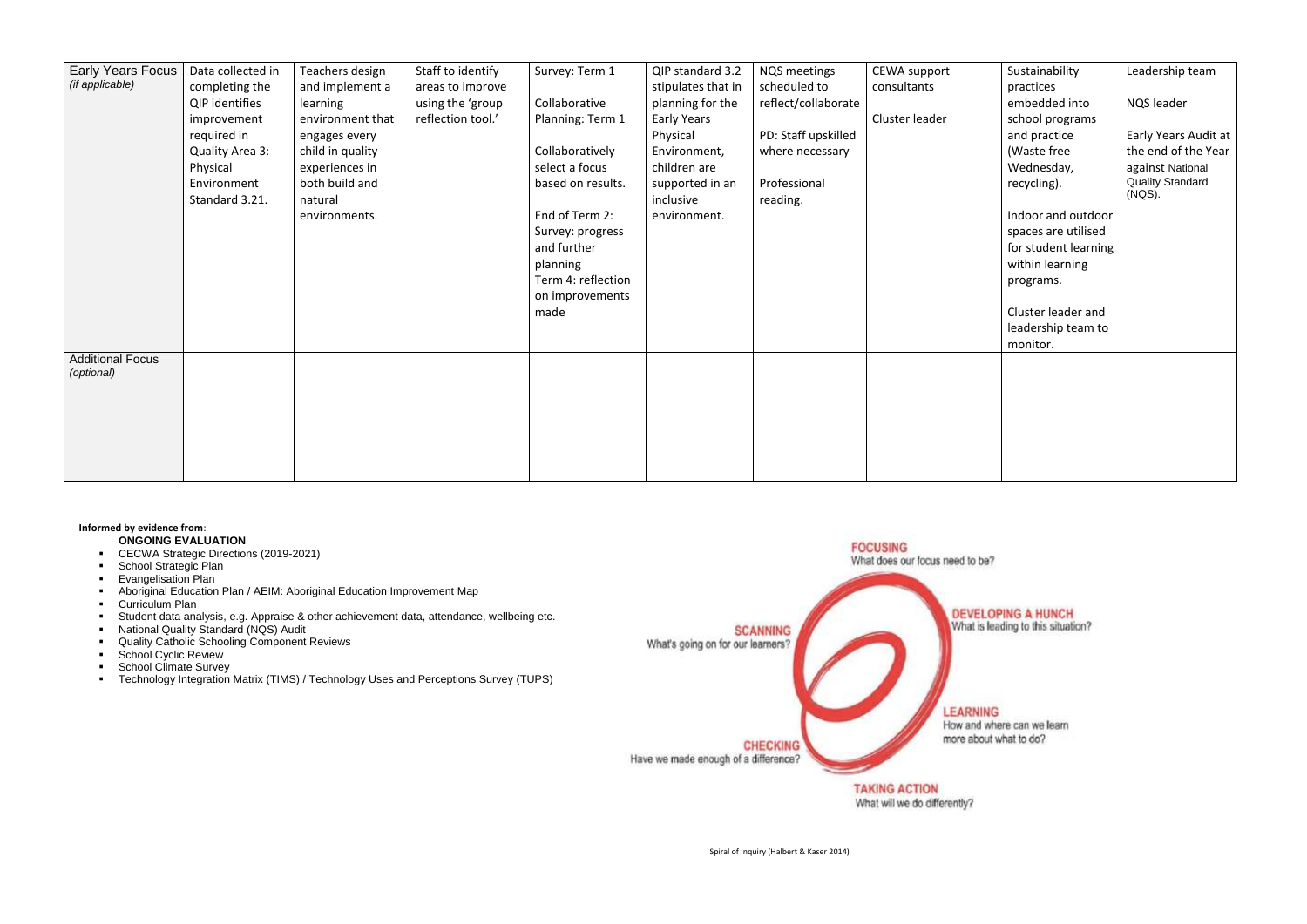| | | | | | | | | | |
|---|---|---|---|---|---|---|---|---|---|
| Early Years Focus *(if applicable)* | Data collected in completing the QIP identifies improvement required in Quality Area 3: Physical Environment Standard 3.21. | Teachers design and implement a learning environment that engages every child in quality experiences in both build and natural environments. | Staff to identify areas to improve using the 'group reflection tool.' | Survey: Term 1<br><br>Collaborative Planning: Term 1<br><br>Collaboratively select a focus based on results.<br><br>End of Term 2: Survey: progress and further planning<br>Term 4: reflection on improvements made | QIP standard 3.2 stipulates that in planning for the Early Years Physical Environment, children are supported in an inclusive environment. | NQS meetings scheduled to reflect/collaborate<br><br>PD: Staff upskilled where necessary<br><br>Professional reading. | CEWA support consultants<br><br>Cluster leader | Sustainability practices embedded into school programs and practice (Waste free Wednesday, recycling).<br><br>Indoor and outdoor spaces are utilised for student learning within learning programs.<br><br>Cluster leader and leadership team to monitor. | Leadership team<br><br>NQS leader<br><br>Early Years Audit at the end of the Year against National Quality Standard (NQS). |
| Additional Focus *(optional)* | | | | | | | | | |

**Informed by evidence from**:

**ONGOING EVALUATION**

- CECWA Strategic Directions (2019-2021)
- School Strategic Plan
- Evangelisation Plan
- Aboriginal Education Plan / AEIM: Aboriginal Education Improvement Map
- Curriculum Plan
- Student data analysis, e.g. Appraise & other achievement data, attendance, wellbeing etc.
- National Quality Standard (NQS) Audit
- Quality Catholic Schooling Component Reviews
- School Cyclic Review
- School Climate Survey
- Technology Integration Matrix (TIMS) / Technology Uses and Perceptions Survey (TUPS)

FOCUSING
What does our focus need to be?

DEVELOPING A HUNCH
What is leading to this situation?

SCANNING
What's going on for our learners?

LEARNING
How and where can we learn more about what to do?

CHECKING
Have we made enough of a difference?

TAKING ACTION
What will we do differently?

Spiral of Inquiry (Halbert & Kaser 2014)